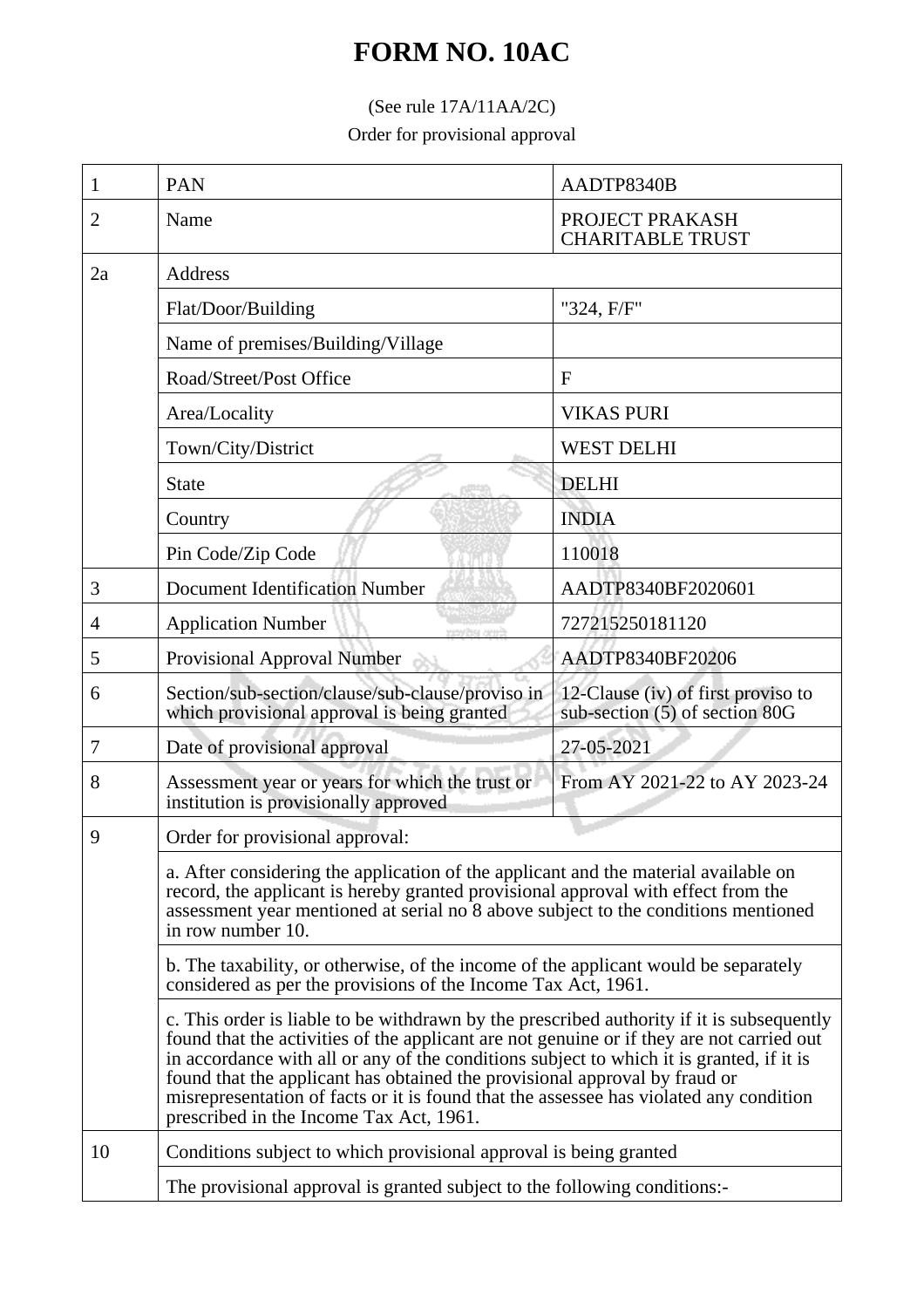# FORM NO. 10AC

(See rule 17A/11AA/2C)

Order for provisional approval

| | | |
|---|---|---|
| 1 | PAN | AADTP8340B |
| 2 | Name | PROJECT PRAKASH CHARITABLE TRUST |
| 2a | Address | |
| | Flat/Door/Building | "324, F/F" |
| | Name of premises/Building/Village | |
| | Road/Street/Post Office | F |
| | Area/Locality | VIKAS PURI |
| | Town/City/District | WEST DELHI |
| | State | DELHI |
| | Country | INDIA |
| | Pin Code/Zip Code | 110018 |
| 3 | Document Identification Number | AADTP8340BF2020601 |
| 4 | Application Number | 727215250181120 |
| 5 | Provisional Approval Number | AADTP8340BF20206 |
| 6 | Section/sub-section/clause/sub-clause/proviso in which provisional approval is being granted | 12-Clause (iv) of first proviso to sub-section (5) of section 80G |
| 7 | Date of provisional approval | 27-05-2021 |
| 8 | Assessment year or years for which the trust or institution is provisionally approved | From AY 2021-22 to AY 2023-24 |
| 9 | Order for provisional approval: | |
| | a. After considering the application of the applicant and the material available on record, the applicant is hereby granted provisional approval with effect from the assessment year mentioned at serial no 8 above subject to the conditions mentioned in row number 10. | |
| | b. The taxability, or otherwise, of the income of the applicant would be separately considered as per the provisions of the Income Tax Act, 1961. | |
| | c. This order is liable to be withdrawn by the prescribed authority if it is subsequently found that the activities of the applicant are not genuine or if they are not carried out in accordance with all or any of the conditions subject to which it is granted, if it is found that the applicant has obtained the provisional approval by fraud or misrepresentation of facts or it is found that the assessee has violated any condition prescribed in the Income Tax Act, 1961. | |
| 10 | Conditions subject to which provisional approval is being granted | |
| | The provisional approval is granted subject to the following conditions:- | |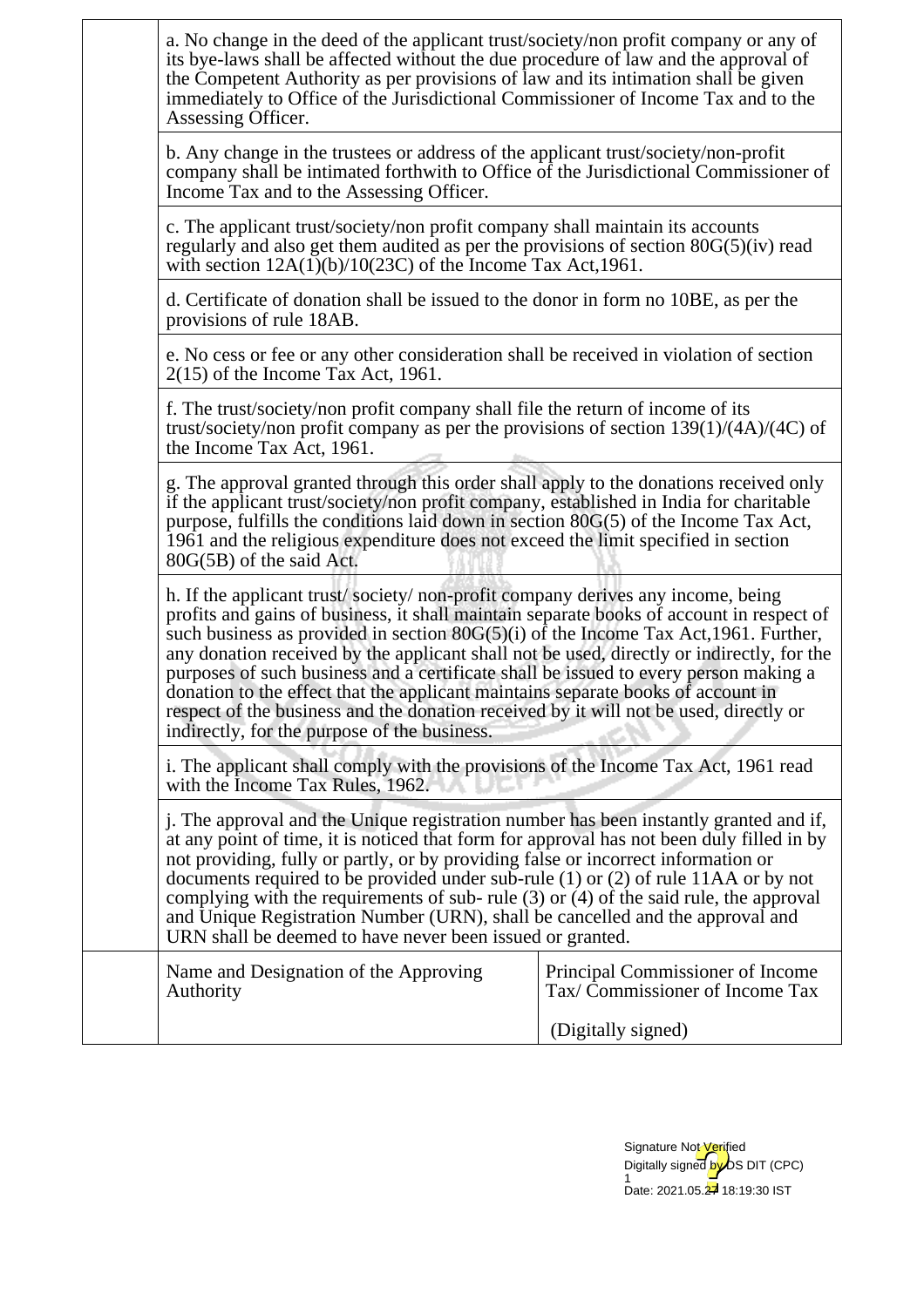| | |
|---|---|
| | a. No change in the deed of the applicant trust/society/non profit company or any of its bye-laws shall be affected without the due procedure of law and the approval of the Competent Authority as per provisions of law and its intimation shall be given immediately to Office of the Jurisdictional Commissioner of Income Tax and to the Assessing Officer. |
| | b. Any change in the trustees or address of the applicant trust/society/non-profit company shall be intimated forthwith to Office of the Jurisdictional Commissioner of Income Tax and to the Assessing Officer. |
| | c. The applicant trust/society/non profit company shall maintain its accounts regularly and also get them audited as per the provisions of section 80G(5)(iv) read with section 12A(1)(b)/10(23C) of the Income Tax Act,1961. |
| | d. Certificate of donation shall be issued to the donor in form no 10BE, as per the provisions of rule 18AB. |
| | e. No cess or fee or any other consideration shall be received in violation of section 2(15) of the Income Tax Act, 1961. |
| | f. The trust/society/non profit company shall file the return of income of its trust/society/non profit company as per the provisions of section 139(1)/(4A)/(4C) of the Income Tax Act, 1961. |
| | g. The approval granted through this order shall apply to the donations received only if the applicant trust/society/non profit company, established in India for charitable purpose, fulfills the conditions laid down in section 80G(5) of the Income Tax Act, 1961 and the religious expenditure does not exceed the limit specified in section 80G(5B) of the said Act. |
| | h. If the applicant trust/ society/ non-profit company derives any income, being profits and gains of business, it shall maintain separate books of account in respect of such business as provided in section 80G(5)(i) of the Income Tax Act,1961. Further, any donation received by the applicant shall not be used, directly or indirectly, for the purposes of such business and a certificate shall be issued to every person making a donation to the effect that the applicant maintains separate books of account in respect of the business and the donation received by it will not be used, directly or indirectly, for the purpose of the business. |
| | i. The applicant shall comply with the provisions of the Income Tax Act, 1961 read with the Income Tax Rules, 1962. |
| | j. The approval and the Unique registration number has been instantly granted and if, at any point of time, it is noticed that form for approval has not been duly filled in by not providing, fully or partly, or by providing false or incorrect information or documents required to be provided under sub-rule (1) or (2) of rule 11AA or by not complying with the requirements of sub- rule (3) or (4) of the said rule, the approval and Unique Registration Number (URN), shall be cancelled and the approval and URN shall be deemed to have never been issued or granted. |

| | | |
|---|---|---|
| | Name and Designation of the Approving Authority | Principal Commissioner of Income Tax/ Commissioner of Income Tax<br><br>(Digitally signed) |

Signature Not Verified
Digitally signed by DS DIT (CPC) 1
Date: 2021.05.27 18:19:30 IST